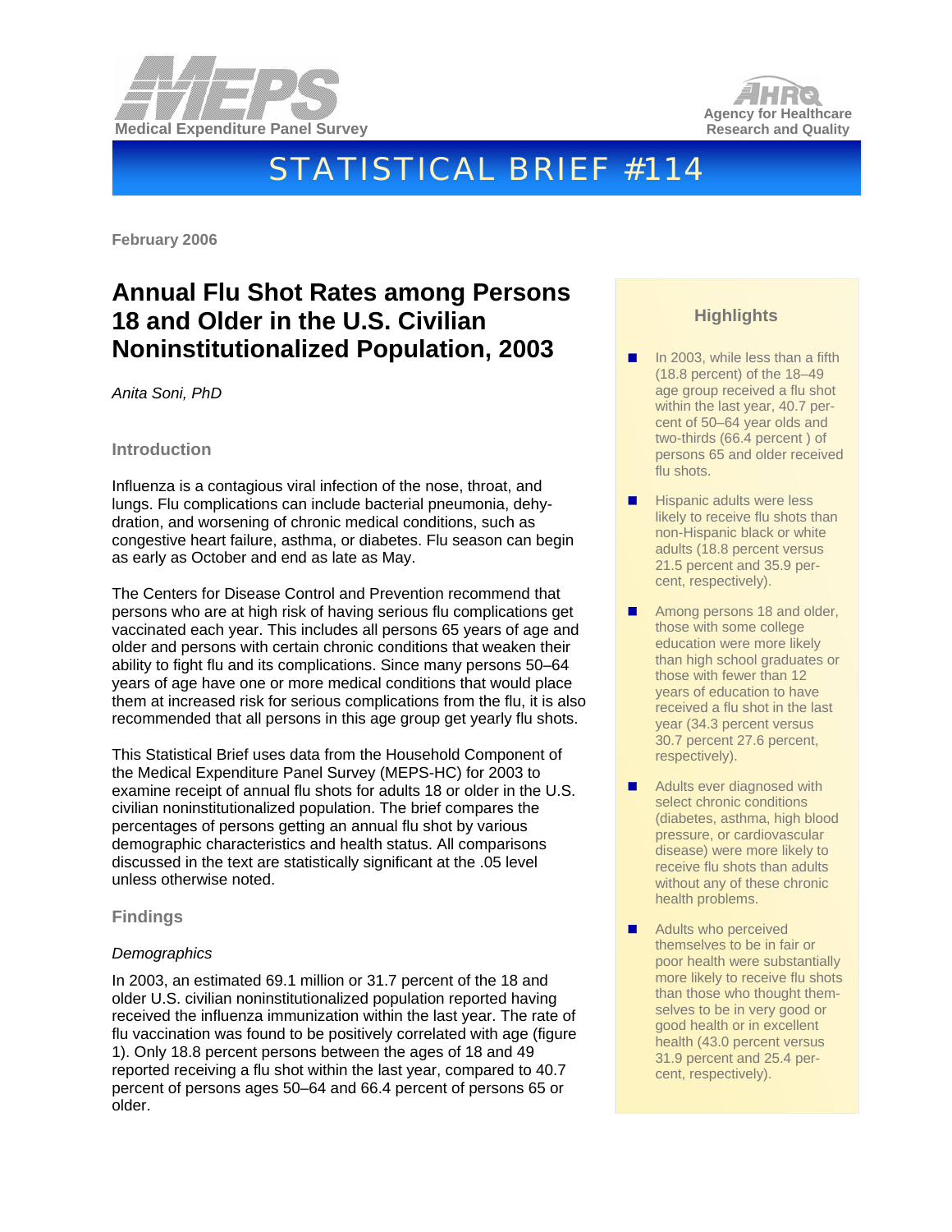Medical Expenditure Panel Survey

Agency for Healthcare Research and Quality

# STATISTICAL BRIEF #114

February 2006

## Annual Flu Shot Rates among Persons 18 and Older in the U.S. Civilian Noninstitutionalized Population, 2003

*Anita Soni, PhD*

### Introduction

Influenza is a contagious viral infection of the nose, throat, and lungs. Flu complications can include bacterial pneumonia, dehydration, and worsening of chronic medical conditions, such as congestive heart failure, asthma, or diabetes. Flu season can begin as early as October and end as late as May.

The Centers for Disease Control and Prevention recommend that persons who are at high risk of having serious flu complications get vaccinated each year. This includes all persons 65 years of age and older and persons with certain chronic conditions that weaken their ability to fight flu and its complications. Since many persons 50–64 years of age have one or more medical conditions that would place them at increased risk for serious complications from the flu, it is also recommended that all persons in this age group get yearly flu shots.

This Statistical Brief uses data from the Household Component of the Medical Expenditure Panel Survey (MEPS-HC) for 2003 to examine receipt of annual flu shots for adults 18 or older in the U.S. civilian noninstitutionalized population. The brief compares the percentages of persons getting an annual flu shot by various demographic characteristics and health status. All comparisons discussed in the text are statistically significant at the .05 level unless otherwise noted.

### Findings

*Demographics*

In 2003, an estimated 69.1 million or 31.7 percent of the 18 and older U.S. civilian noninstitutionalized population reported having received the influenza immunization within the last year. The rate of flu vaccination was found to be positively correlated with age (figure 1). Only 18.8 percent persons between the ages of 18 and 49 reported receiving a flu shot within the last year, compared to 40.7 percent of persons ages 50–64 and 66.4 percent of persons 65 or older.

### Highlights

- In 2003, while less than a fifth (18.8 percent) of the 18–49 age group received a flu shot within the last year, 40.7 percent of 50–64 year olds and two-thirds (66.4 percent ) of persons 65 and older received flu shots.
- Hispanic adults were less likely to receive flu shots than non-Hispanic black or white adults (18.8 percent versus 21.5 percent and 35.9 percent, respectively).
- Among persons 18 and older, those with some college education were more likely than high school graduates or those with fewer than 12 years of education to have received a flu shot in the last year (34.3 percent versus 30.7 percent 27.6 percent, respectively).
- Adults ever diagnosed with select chronic conditions (diabetes, asthma, high blood pressure, or cardiovascular disease) were more likely to receive flu shots than adults without any of these chronic health problems.
- Adults who perceived themselves to be in fair or poor health were substantially more likely to receive flu shots than those who thought themselves to be in very good or good health or in excellent health (43.0 percent versus 31.9 percent and 25.4 percent, respectively).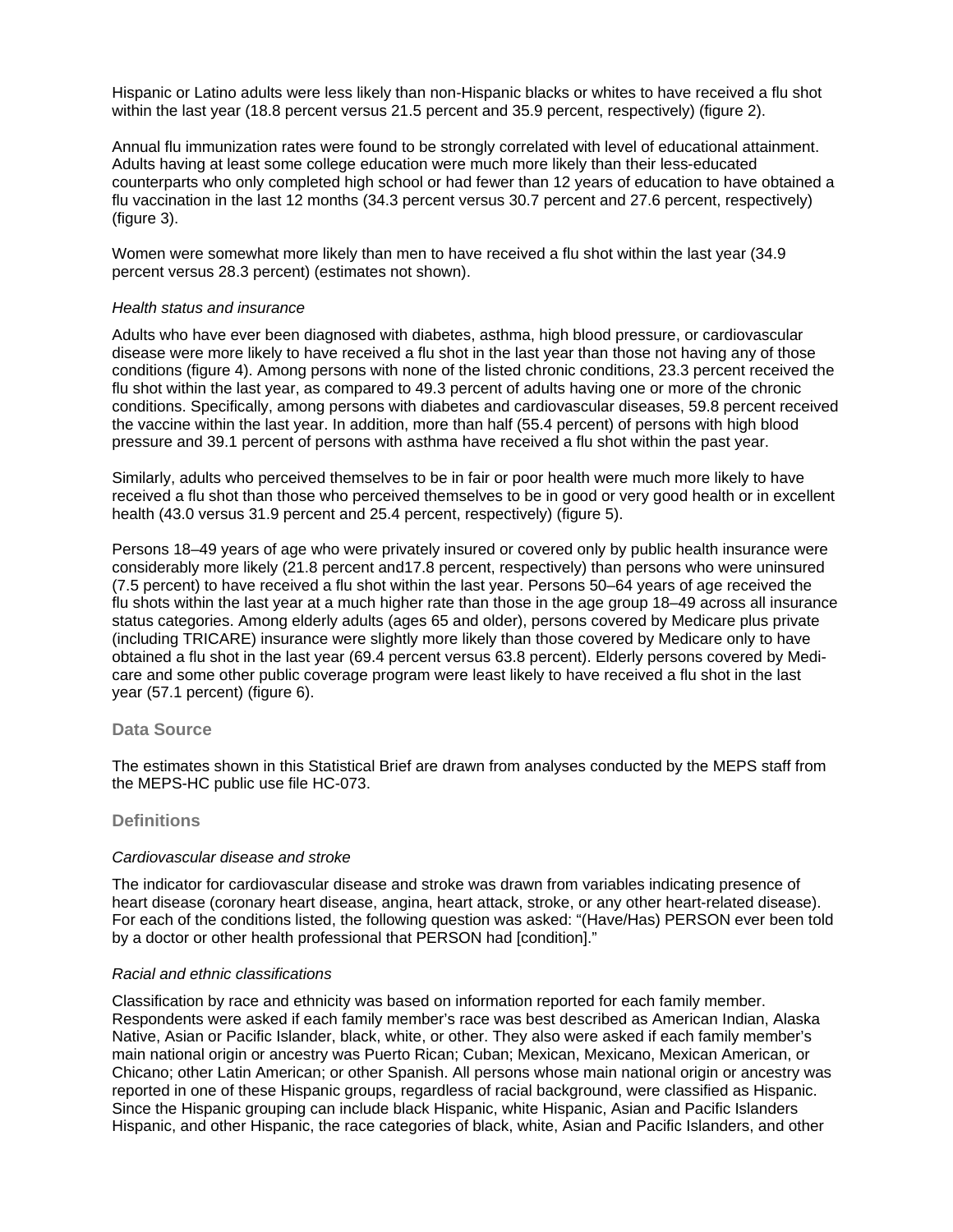Hispanic or Latino adults were less likely than non-Hispanic blacks or whites to have received a flu shot within the last year (18.8 percent versus 21.5 percent and 35.9 percent, respectively) (figure 2).

Annual flu immunization rates were found to be strongly correlated with level of educational attainment. Adults having at least some college education were much more likely than their less-educated counterparts who only completed high school or had fewer than 12 years of education to have obtained a flu vaccination in the last 12 months (34.3 percent versus 30.7 percent and 27.6 percent, respectively) (figure 3).

Women were somewhat more likely than men to have received a flu shot within the last year (34.9 percent versus 28.3 percent) (estimates not shown).

*Health status and insurance*

Adults who have ever been diagnosed with diabetes, asthma, high blood pressure, or cardiovascular disease were more likely to have received a flu shot in the last year than those not having any of those conditions (figure 4). Among persons with none of the listed chronic conditions, 23.3 percent received the flu shot within the last year, as compared to 49.3 percent of adults having one or more of the chronic conditions. Specifically, among persons with diabetes and cardiovascular diseases, 59.8 percent received the vaccine within the last year. In addition, more than half (55.4 percent) of persons with high blood pressure and 39.1 percent of persons with asthma have received a flu shot within the past year.

Similarly, adults who perceived themselves to be in fair or poor health were much more likely to have received a flu shot than those who perceived themselves to be in good or very good health or in excellent health (43.0 versus 31.9 percent and 25.4 percent, respectively) (figure 5).

Persons 18–49 years of age who were privately insured or covered only by public health insurance were considerably more likely (21.8 percent and17.8 percent, respectively) than persons who were uninsured (7.5 percent) to have received a flu shot within the last year. Persons 50–64 years of age received the flu shots within the last year at a much higher rate than those in the age group 18–49 across all insurance status categories. Among elderly adults (ages 65 and older), persons covered by Medicare plus private (including TRICARE) insurance were slightly more likely than those covered by Medicare only to have obtained a flu shot in the last year (69.4 percent versus 63.8 percent). Elderly persons covered by Medicare and some other public coverage program were least likely to have received a flu shot in the last year (57.1 percent) (figure 6).

## Data Source

The estimates shown in this Statistical Brief are drawn from analyses conducted by the MEPS staff from the MEPS-HC public use file HC-073.

## Definitions

*Cardiovascular disease and stroke*

The indicator for cardiovascular disease and stroke was drawn from variables indicating presence of heart disease (coronary heart disease, angina, heart attack, stroke, or any other heart-related disease). For each of the conditions listed, the following question was asked: “(Have/Has) PERSON ever been told by a doctor or other health professional that PERSON had [condition].”

*Racial and ethnic classifications*

Classification by race and ethnicity was based on information reported for each family member. Respondents were asked if each family member’s race was best described as American Indian, Alaska Native, Asian or Pacific Islander, black, white, or other. They also were asked if each family member’s main national origin or ancestry was Puerto Rican; Cuban; Mexican, Mexicano, Mexican American, or Chicano; other Latin American; or other Spanish. All persons whose main national origin or ancestry was reported in one of these Hispanic groups, regardless of racial background, were classified as Hispanic. Since the Hispanic grouping can include black Hispanic, white Hispanic, Asian and Pacific Islanders Hispanic, and other Hispanic, the race categories of black, white, Asian and Pacific Islanders, and other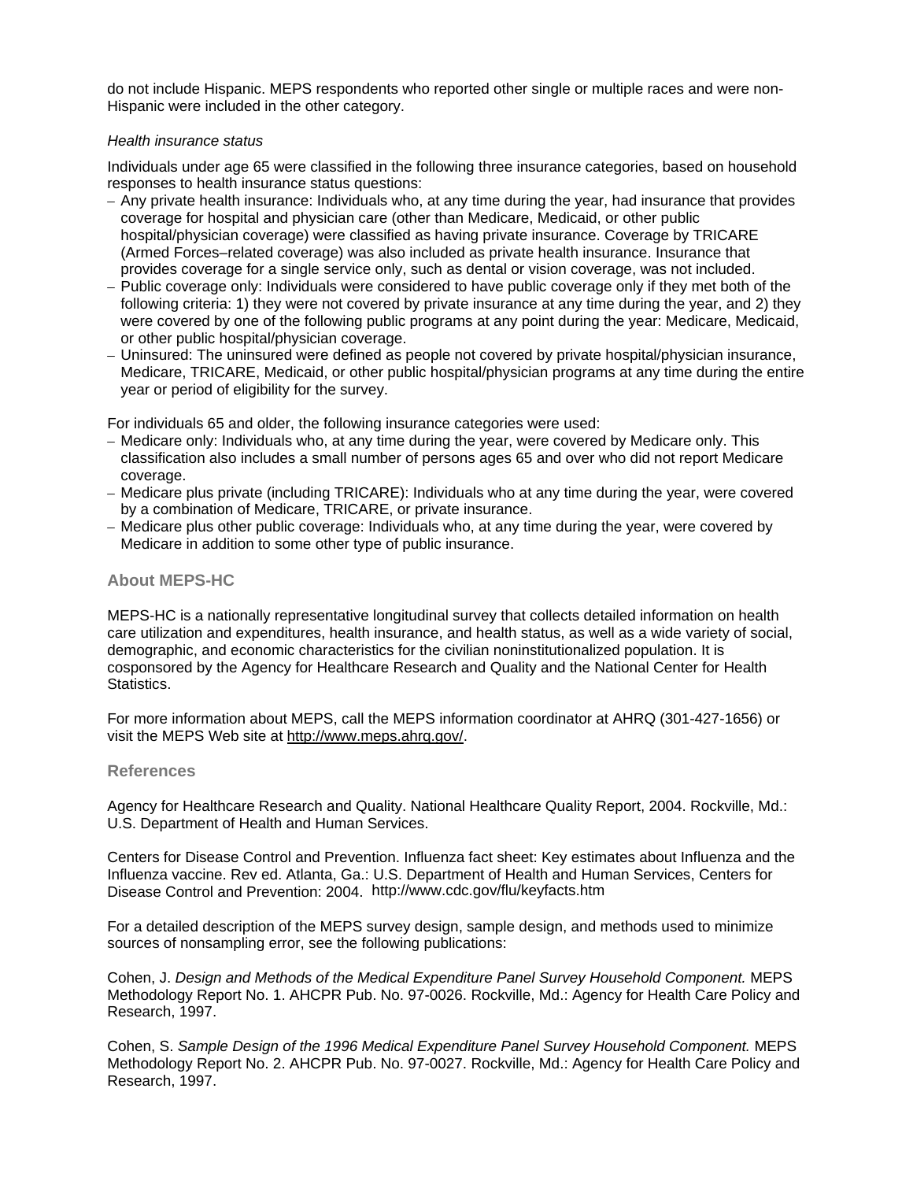do not include Hispanic. MEPS respondents who reported other single or multiple races and were non-Hispanic were included in the other category.

*Health insurance status*

Individuals under age 65 were classified in the following three insurance categories, based on household responses to health insurance status questions:

- Any private health insurance: Individuals who, at any time during the year, had insurance that provides coverage for hospital and physician care (other than Medicare, Medicaid, or other public hospital/physician coverage) were classified as having private insurance. Coverage by TRICARE (Armed Forces–related coverage) was also included as private health insurance. Insurance that provides coverage for a single service only, such as dental or vision coverage, was not included.
- Public coverage only: Individuals were considered to have public coverage only if they met both of the following criteria: 1) they were not covered by private insurance at any time during the year, and 2) they were covered by one of the following public programs at any point during the year: Medicare, Medicaid, or other public hospital/physician coverage.
- Uninsured: The uninsured were defined as people not covered by private hospital/physician insurance, Medicare, TRICARE, Medicaid, or other public hospital/physician programs at any time during the entire year or period of eligibility for the survey.

For individuals 65 and older, the following insurance categories were used:

- Medicare only: Individuals who, at any time during the year, were covered by Medicare only. This classification also includes a small number of persons ages 65 and over who did not report Medicare coverage.
- Medicare plus private (including TRICARE): Individuals who at any time during the year, were covered by a combination of Medicare, TRICARE, or private insurance.
- Medicare plus other public coverage: Individuals who, at any time during the year, were covered by Medicare in addition to some other type of public insurance.

## About MEPS-HC

MEPS-HC is a nationally representative longitudinal survey that collects detailed information on health care utilization and expenditures, health insurance, and health status, as well as a wide variety of social, demographic, and economic characteristics for the civilian noninstitutionalized population. It is cosponsored by the Agency for Healthcare Research and Quality and the National Center for Health Statistics.

For more information about MEPS, call the MEPS information coordinator at AHRQ (301-427-1656) or visit the MEPS Web site at http://www.meps.ahrq.gov/.

## References

Agency for Healthcare Research and Quality. National Healthcare Quality Report, 2004. Rockville, Md.: U.S. Department of Health and Human Services.

Centers for Disease Control and Prevention. Influenza fact sheet: Key estimates about Influenza and the Influenza vaccine. Rev ed. Atlanta, Ga.: U.S. Department of Health and Human Services, Centers for Disease Control and Prevention: 2004. http://www.cdc.gov/flu/keyfacts.htm

For a detailed description of the MEPS survey design, sample design, and methods used to minimize sources of nonsampling error, see the following publications:

Cohen, J. *Design and Methods of the Medical Expenditure Panel Survey Household Component.* MEPS Methodology Report No. 1. AHCPR Pub. No. 97-0026. Rockville, Md.: Agency for Health Care Policy and Research, 1997.

Cohen, S. *Sample Design of the 1996 Medical Expenditure Panel Survey Household Component.* MEPS Methodology Report No. 2. AHCPR Pub. No. 97-0027. Rockville, Md.: Agency for Health Care Policy and Research, 1997.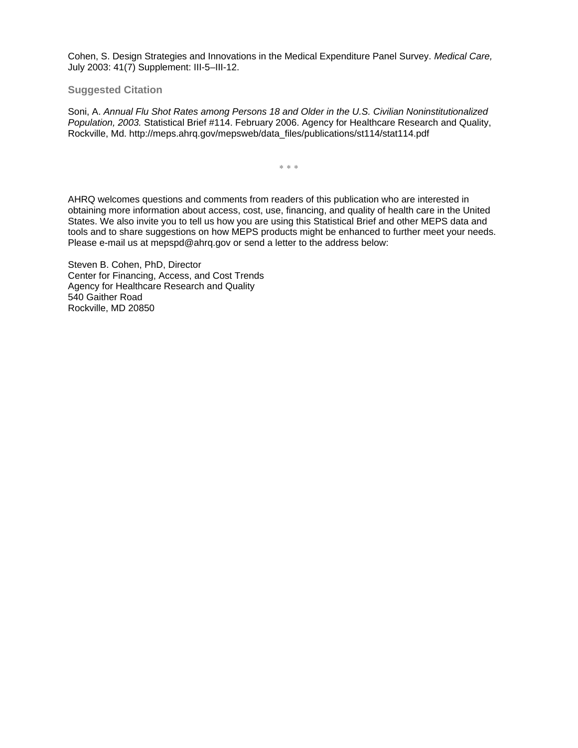Cohen, S. Design Strategies and Innovations in the Medical Expenditure Panel Survey. *Medical Care,* July 2003: 41(7) Supplement: III-5–III-12.

### Suggested Citation

Soni, A. *Annual Flu Shot Rates among Persons 18 and Older in the U.S. Civilian Noninstitutionalized Population, 2003.* Statistical Brief #114. February 2006. Agency for Healthcare Research and Quality, Rockville, Md. http://meps.ahrq.gov/mepsweb/data_files/publications/st114/stat114.pdf

\* \* \*

AHRQ welcomes questions and comments from readers of this publication who are interested in obtaining more information about access, cost, use, financing, and quality of health care in the United States. We also invite you to tell us how you are using this Statistical Brief and other MEPS data and tools and to share suggestions on how MEPS products might be enhanced to further meet your needs. Please e-mail us at mepspd@ahrq.gov or send a letter to the address below:

Steven B. Cohen, PhD, Director
Center for Financing, Access, and Cost Trends
Agency for Healthcare Research and Quality
540 Gaither Road
Rockville, MD 20850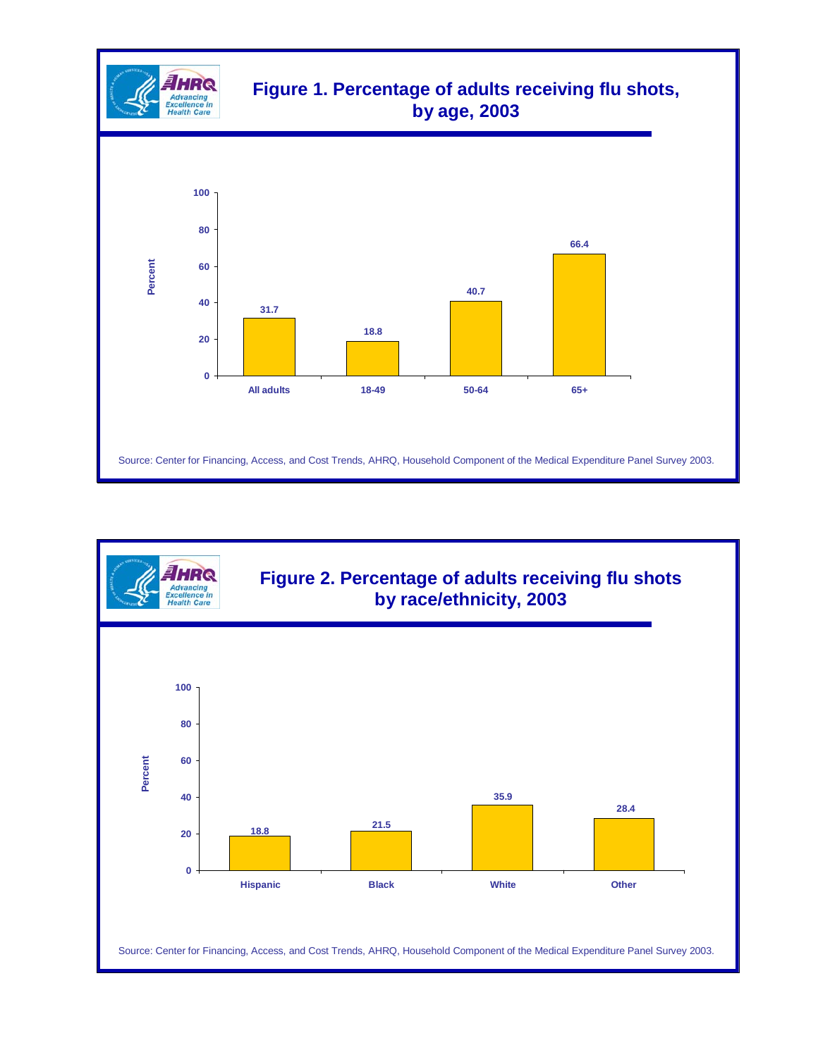## Figure 1. Percentage of adults receiving flu shots, by age, 2003

| Age | Percent |
|---|---|
| All adults | 31.7 |
| 18-49 | 18.8 |
| 50-64 | 40.7 |
| 65+ | 66.4 |

Source: Center for Financing, Access, and Cost Trends, AHRQ, Household Component of the Medical Expenditure Panel Survey 2003.

## Figure 2. Percentage of adults receiving flu shots by race/ethnicity, 2003

| Race/ethnicity | Percent |
|---|---|
| Hispanic | 18.8 |
| Black | 21.5 |
| White | 35.9 |
| Other | 28.4 |

Source: Center for Financing, Access, and Cost Trends, AHRQ, Household Component of the Medical Expenditure Panel Survey 2003.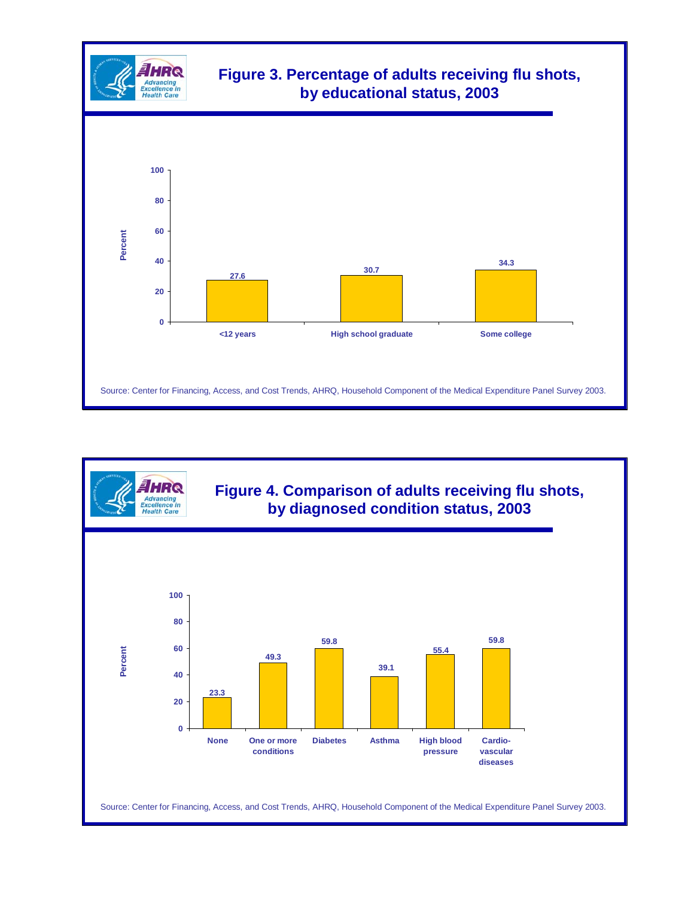## Figure 3. Percentage of adults receiving flu shots, by educational status, 2003

| Educational status | Percent |
|---|---|
| <12 years | 27.6 |
| High school graduate | 30.7 |
| Some college | 34.3 |

Source: Center for Financing, Access, and Cost Trends, AHRQ, Household Component of the Medical Expenditure Panel Survey 2003.

## Figure 4. Comparison of adults receiving flu shots, by diagnosed condition status, 2003

| Diagnosed condition status | Percent |
|---|---|
| None | 23.3 |
| One or more conditions | 49.3 |
| Diabetes | 59.8 |
| Asthma | 39.1 |
| High blood pressure | 55.4 |
| Cardio-vascular diseases | 59.8 |

Source: Center for Financing, Access, and Cost Trends, AHRQ, Household Component of the Medical Expenditure Panel Survey 2003.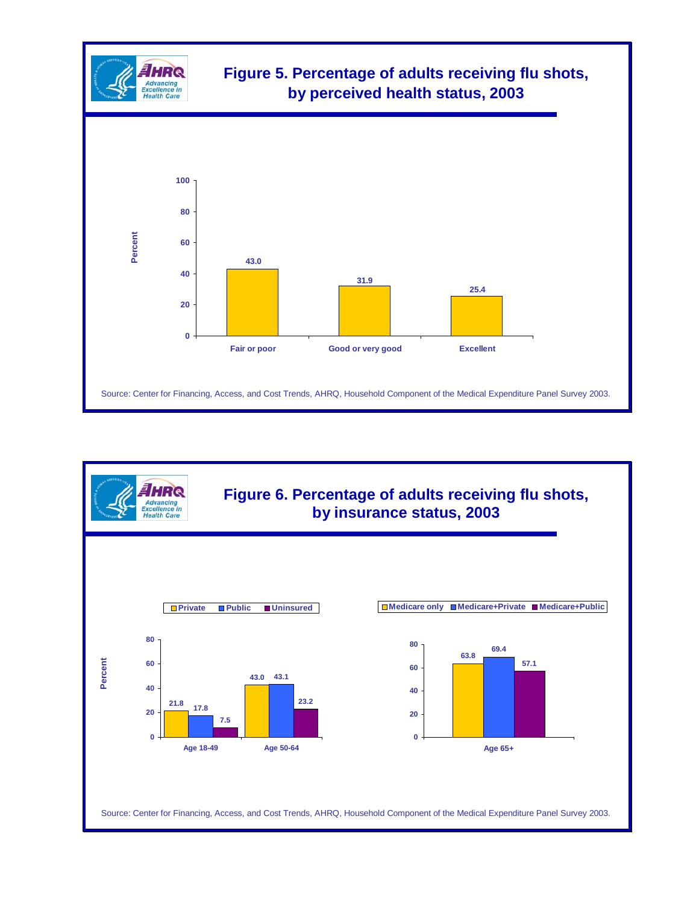## Figure 5. Percentage of adults receiving flu shots, by perceived health status, 2003

Percent

100
80
60
40
20
0

43.0
31.9
25.4

Fair or poor
Good or very good
Excellent

Source: Center for Financing, Access, and Cost Trends, AHRQ, Household Component of the Medical Expenditure Panel Survey 2003.

## Figure 6. Percentage of adults receiving flu shots, by insurance status, 2003

Private
Public
Uninsured

Percent

80
60
40
20
0

21.8
17.8
7.5
43.0
43.1
23.2

Age 18-49
Age 50-64

Medicare only
Medicare+Private
Medicare+Public

80
60
40
20
0

63.8
69.4
57.1

Age 65+

Source: Center for Financing, Access, and Cost Trends, AHRQ, Household Component of the Medical Expenditure Panel Survey 2003.